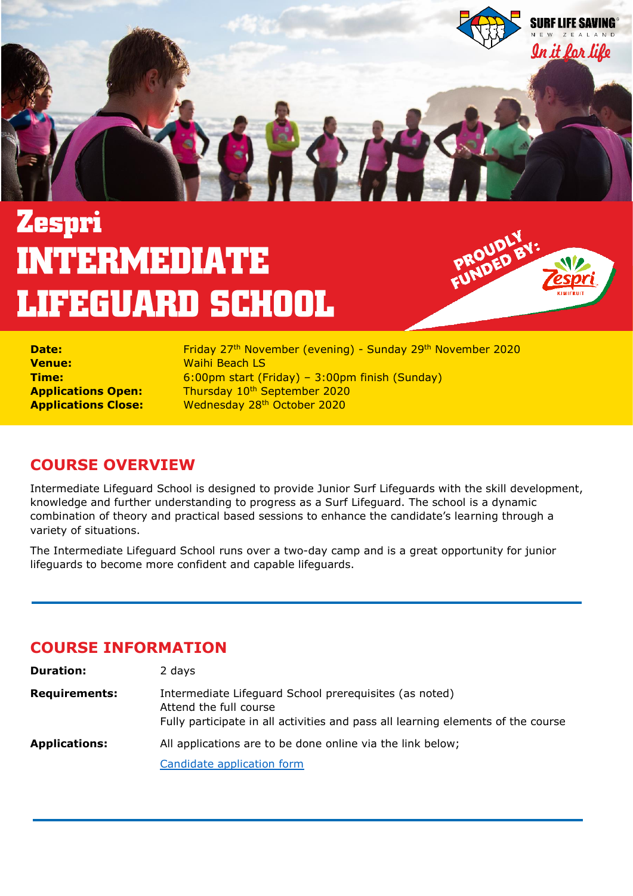SURF LIFE SAVING NEW ZEALAND

*In it for life*

# Zespri INTERMEDIATE LIFEGUARD SCHOOL

PROUDLY FUNDED BY: Zespri KIWIFRUIT

| | |
|---|---|
| **Date:** | Friday 27th November (evening) - Sunday 29th November 2020 |
| **Venue:** | Waihi Beach LS |
| **Time:** | 6:00pm start (Friday) – 3:00pm finish (Sunday) |
| **Applications Open:** | Thursday 10th September 2020 |
| **Applications Close:** | Wednesday 28th October 2020 |

## COURSE OVERVIEW

Intermediate Lifeguard School is designed to provide Junior Surf Lifeguards with the skill development, knowledge and further understanding to progress as a Surf Lifeguard. The school is a dynamic combination of theory and practical based sessions to enhance the candidate's learning through a variety of situations.

The Intermediate Lifeguard School runs over a two-day camp and is a great opportunity for junior lifeguards to become more confident and capable lifeguards.

---

## COURSE INFORMATION

| | |
|---|---|
| **Duration:** | 2 days |
| **Requirements:** | Intermediate Lifeguard School prerequisites (as noted)<br>Attend the full course<br>Fully participate in all activities and pass all learning elements of the course |
| **Applications:** | All applications are to be done online via the link below;<br>Candidate application form |

---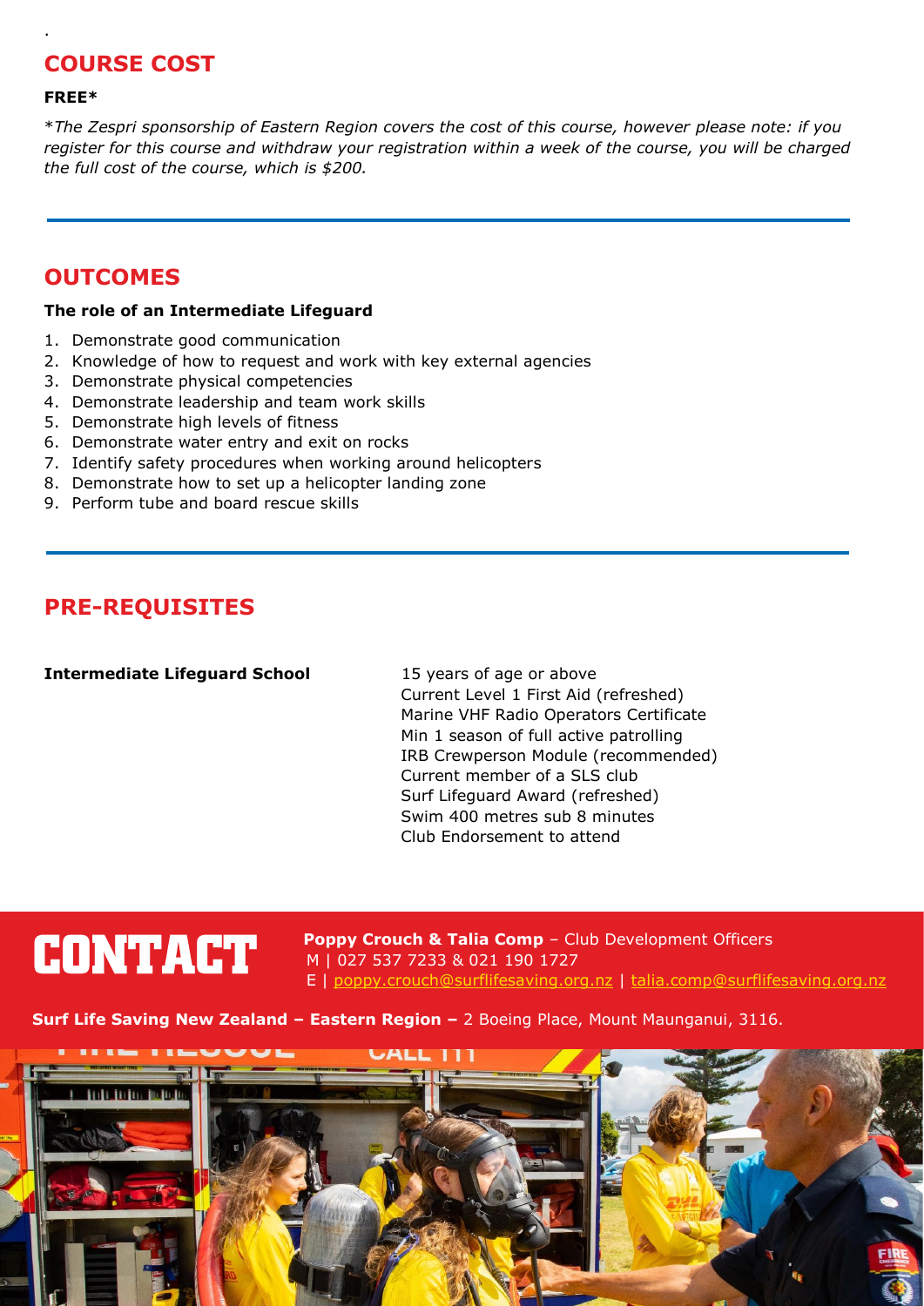## COURSE COST

**FREE***

*\*The Zespri sponsorship of Eastern Region covers the cost of this course, however please note: if you register for this course and withdraw your registration within a week of the course, you will be charged the full cost of the course, which is $200.*

## OUTCOMES

**The role of an Intermediate Lifeguard**

1. Demonstrate good communication
2. Knowledge of how to request and work with key external agencies
3. Demonstrate physical competencies
4. Demonstrate leadership and team work skills
5. Demonstrate high levels of fitness
6. Demonstrate water entry and exit on rocks
7. Identify safety procedures when working around helicopters
8. Demonstrate how to set up a helicopter landing zone
9. Perform tube and board rescue skills

## PRE-REQUISITES

**Intermediate Lifeguard School**

- 15 years of age or above
- Current Level 1 First Aid (refreshed)
- Marine VHF Radio Operators Certificate
- Min 1 season of full active patrolling
- IRB Crewperson Module (recommended)
- Current member of a SLS club
- Surf Lifeguard Award (refreshed)
- Swim 400 metres sub 8 minutes
- Club Endorsement to attend

## CONTACT

**Poppy Crouch & Talia Comp** – Club Development Officers
M | 027 537 7233 & 021 190 1727
E | poppy.crouch@surflifesaving.org.nz | talia.comp@surflifesaving.org.nz

**Surf Life Saving New Zealand – Eastern Region –** 2 Boeing Place, Mount Maunganui, 3116.